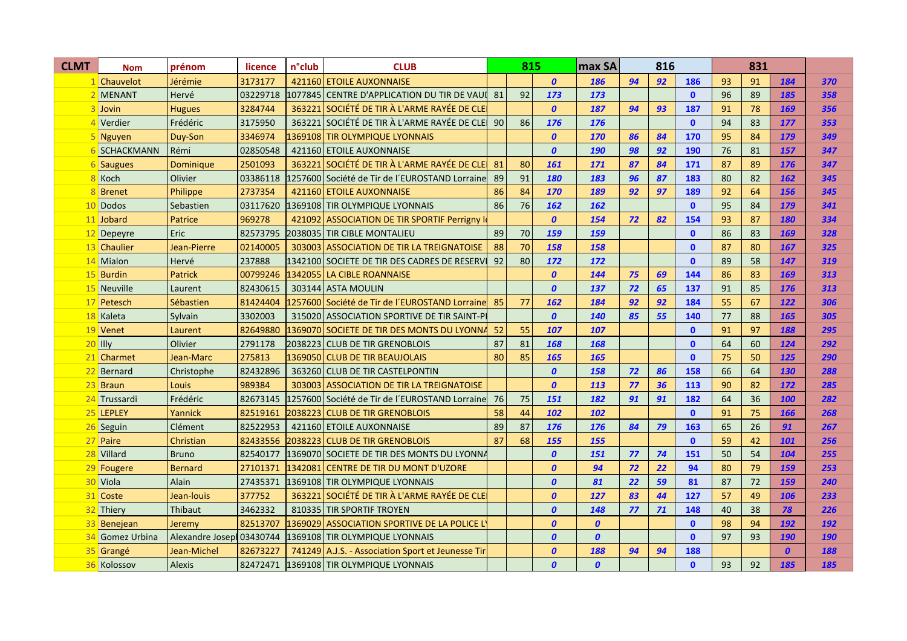| CLMT | Nom | prénom | licence | n°club | CLUB | 815 | | | max SA | 816 | | | 831 | | | |
|---|---|---|---|---|---|---|---|---|---|---|---|---|---|---|---|---|
| 1 | Chauvelot | Jérémie | 3173177 | 421160 | ETOILE AUXONNAISE | | | 0 | 186 | 94 | 92 | 186 | 93 | 91 | 184 | 370 |
| 2 | MENANT | Hervé | 03229718 | 1077845 | CENTRE D'APPLICATION DU TIR DE VAUL | 81 | 92 | 173 | 173 | | | 0 | 96 | 89 | 185 | 358 |
| 3 | Jovin | Hugues | 3284744 | 363221 | SOCIÉTÉ DE TIR À L'ARME RAYÉE DE CLE | | | 0 | 187 | 94 | 93 | 187 | 91 | 78 | 169 | 356 |
| 4 | Verdier | Frédéric | 3175950 | 363221 | SOCIÉTÉ DE TIR À L'ARME RAYÉE DE CLE | 90 | 86 | 176 | 176 | | | 0 | 94 | 83 | 177 | 353 |
| 5 | Nguyen | Duy-Son | 3346974 | 1369108 | TIR OLYMPIQUE LYONNAIS | | | 0 | 170 | 86 | 84 | 170 | 95 | 84 | 179 | 349 |
| 6 | SCHACKMANN | Rémi | 02850548 | 421160 | ETOILE AUXONNAISE | | | 0 | 190 | 98 | 92 | 190 | 76 | 81 | 157 | 347 |
| 6 | Saugues | Dominique | 2501093 | 363221 | SOCIÉTÉ DE TIR À L'ARME RAYÉE DE CLE | 81 | 80 | 161 | 171 | 87 | 84 | 171 | 87 | 89 | 176 | 347 |
| 8 | Koch | Olivier | 03386118 | 1257600 | Société de Tir de l´EUROSTAND Lorraine | 89 | 91 | 180 | 183 | 96 | 87 | 183 | 80 | 82 | 162 | 345 |
| 8 | Brenet | Philippe | 2737354 | 421160 | ETOILE AUXONNAISE | 86 | 84 | 170 | 189 | 92 | 97 | 189 | 92 | 64 | 156 | 345 |
| 10 | Dodos | Sebastien | 03117620 | 1369108 | TIR OLYMPIQUE LYONNAIS | 86 | 76 | 162 | 162 | | | 0 | 95 | 84 | 179 | 341 |
| 11 | Jobard | Patrice | 969278 | 421092 | ASSOCIATION DE TIR SPORTIF Perrigny l | | | 0 | 154 | 72 | 82 | 154 | 93 | 87 | 180 | 334 |
| 12 | Depeyre | Eric | 82573795 | 2038035 | TIR CIBLE MONTALIEU | 89 | 70 | 159 | 159 | | | 0 | 86 | 83 | 169 | 328 |
| 13 | Chaulier | Jean-Pierre | 02140005 | 303003 | ASSOCIATION DE TIR LA TREIGNATOISE | 88 | 70 | 158 | 158 | | | 0 | 87 | 80 | 167 | 325 |
| 14 | Mialon | Hervé | 237888 | 1342100 | SOCIETE DE TIR DES CADRES DE RESERVI | 92 | 80 | 172 | 172 | | | 0 | 89 | 58 | 147 | 319 |
| 15 | Burdin | Patrick | 00799246 | 1342055 | LA CIBLE ROANNAISE | | | 0 | 144 | 75 | 69 | 144 | 86 | 83 | 169 | 313 |
| 15 | Neuville | Laurent | 82430615 | 303144 | ASTA MOULIN | | | 0 | 137 | 72 | 65 | 137 | 91 | 85 | 176 | 313 |
| 17 | Petesch | Sébastien | 81424404 | 1257600 | Société de Tir de l´EUROSTAND Lorraine | 85 | 77 | 162 | 184 | 92 | 92 | 184 | 55 | 67 | 122 | 306 |
| 18 | Kaleta | Sylvain | 3302003 | 315020 | ASSOCIATION SPORTIVE DE TIR SAINT-PI | | | 0 | 140 | 85 | 55 | 140 | 77 | 88 | 165 | 305 |
| 19 | Venet | Laurent | 82649880 | 1369070 | SOCIETE DE TIR DES MONTS DU LYONNA | 52 | 55 | 107 | 107 | | | 0 | 91 | 97 | 188 | 295 |
| 20 | Illy | Olivier | 2791178 | 2038223 | CLUB DE TIR GRENOBLOIS | 87 | 81 | 168 | 168 | | | 0 | 64 | 60 | 124 | 292 |
| 21 | Charmet | Jean-Marc | 275813 | 1369050 | CLUB DE TIR BEAUJOLAIS | 80 | 85 | 165 | 165 | | | 0 | 75 | 50 | 125 | 290 |
| 22 | Bernard | Christophe | 82432896 | 363260 | CLUB DE TIR CASTELPONTIN | | | 0 | 158 | 72 | 86 | 158 | 66 | 64 | 130 | 288 |
| 23 | Braun | Louis | 989384 | 303003 | ASSOCIATION DE TIR LA TREIGNATOISE | | | 0 | 113 | 77 | 36 | 113 | 90 | 82 | 172 | 285 |
| 24 | Trussardi | Frédéric | 82673145 | 1257600 | Société de Tir de l´EUROSTAND Lorraine | 76 | 75 | 151 | 182 | 91 | 91 | 182 | 64 | 36 | 100 | 282 |
| 25 | LEPLEY | Yannick | 82519161 | 2038223 | CLUB DE TIR GRENOBLOIS | 58 | 44 | 102 | 102 | | | 0 | 91 | 75 | 166 | 268 |
| 26 | Seguin | Clément | 82522953 | 421160 | ETOILE AUXONNAISE | 89 | 87 | 176 | 176 | 84 | 79 | 163 | 65 | 26 | 91 | 267 |
| 27 | Paire | Christian | 82433556 | 2038223 | CLUB DE TIR GRENOBLOIS | 87 | 68 | 155 | 155 | | | 0 | 59 | 42 | 101 | 256 |
| 28 | Villard | Bruno | 82540177 | 1369070 | SOCIETE DE TIR DES MONTS DU LYONNA | | | 0 | 151 | 77 | 74 | 151 | 50 | 54 | 104 | 255 |
| 29 | Fougere | Bernard | 27101371 | 1342081 | CENTRE DE TIR DU MONT D'UZORE | | | 0 | 94 | 72 | 22 | 94 | 80 | 79 | 159 | 253 |
| 30 | Viola | Alain | 27435371 | 1369108 | TIR OLYMPIQUE LYONNAIS | | | 0 | 81 | 22 | 59 | 81 | 87 | 72 | 159 | 240 |
| 31 | Coste | Jean-louis | 377752 | 363221 | SOCIÉTÉ DE TIR À L'ARME RAYÉE DE CLE | | | 0 | 127 | 83 | 44 | 127 | 57 | 49 | 106 | 233 |
| 32 | Thiery | Thibaut | 3462332 | 810335 | TIR SPORTIF TROYEN | | | 0 | 148 | 77 | 71 | 148 | 40 | 38 | 78 | 226 |
| 33 | Benejean | Jeremy | 82513707 | 1369029 | ASSOCIATION SPORTIVE DE LA POLICE LY | | | 0 | 0 | | | 0 | 98 | 94 | 192 | 192 |
| 34 | Gomez Urbina | Alexandre Joseph | 03430744 | 1369108 | TIR OLYMPIQUE LYONNAIS | | | 0 | 0 | | | 0 | 97 | 93 | 190 | 190 |
| 35 | Grangé | Jean-Michel | 82673227 | 741249 | A.J.S. - Association Sport et Jeunesse Tir | | | 0 | 188 | 94 | 94 | 188 | | | 0 | 188 |
| 36 | Kolossov | Alexis | 82472471 | 1369108 | TIR OLYMPIQUE LYONNAIS | | | 0 | 0 | | | 0 | 93 | 92 | 185 | 185 |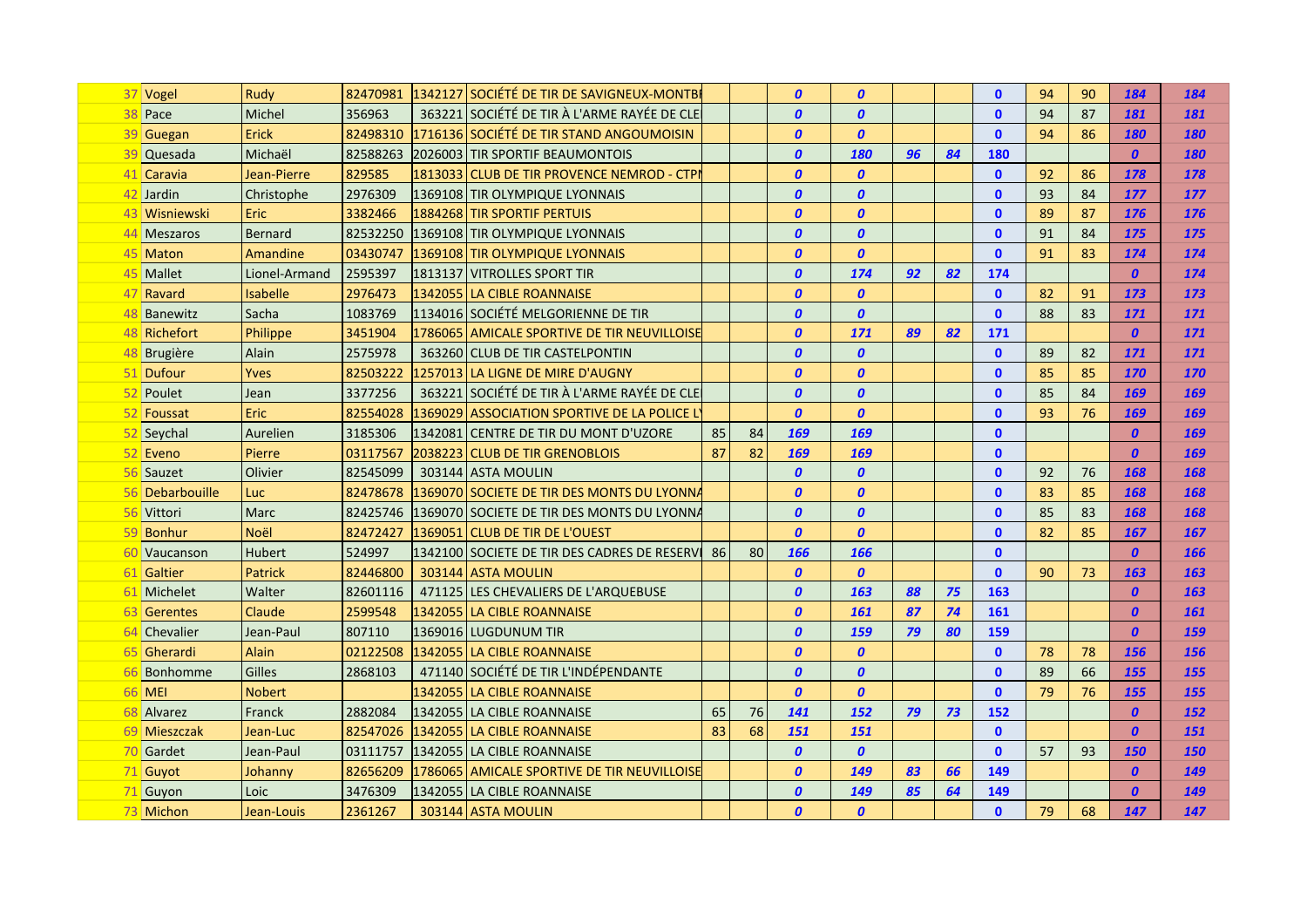| | | | | | | | | | | | | | | | | |
|---|---|---|---|---|---|---|---|---|---|---|---|---|---|---|---|---|
| 37 | Vogel | Rudy | 82470981 | 1342127 | SOCIÉTÉ DE TIR DE SAVIGNEUX-MONTBI | | | *0* | *0* | | | 0 | 94 | 90 | *184* | *184* |
| 38 | Pace | Michel | 356963 | 363221 | SOCIÉTÉ DE TIR À L'ARME RAYÉE DE CLE | | | *0* | *0* | | | 0 | 94 | 87 | *181* | *181* |
| 39 | Guegan | Erick | 82498310 | 1716136 | SOCIÉTÉ DE TIR STAND ANGOUMOISIN | | | *0* | *0* | | | 0 | 94 | 86 | *180* | *180* |
| 39 | Quesada | Michaël | 82588263 | 2026003 | TIR SPORTIF BEAUMONTOIS | | | *0* | *180* | *96* | *84* | 180 | | | *0* | *180* |
| 41 | Caravia | Jean-Pierre | 829585 | 1813033 | CLUB DE TIR PROVENCE NEMROD - CTPI | | | *0* | *0* | | | 0 | 92 | 86 | *178* | *178* |
| 42 | Jardin | Christophe | 2976309 | 1369108 | TIR OLYMPIQUE LYONNAIS | | | *0* | *0* | | | 0 | 93 | 84 | *177* | *177* |
| 43 | Wisniewski | Eric | 3382466 | 1884268 | TIR SPORTIF PERTUIS | | | *0* | *0* | | | 0 | 89 | 87 | *176* | *176* |
| 44 | Meszaros | Bernard | 82532250 | 1369108 | TIR OLYMPIQUE LYONNAIS | | | *0* | *0* | | | 0 | 91 | 84 | *175* | *175* |
| 45 | Maton | Amandine | 03430747 | 1369108 | TIR OLYMPIQUE LYONNAIS | | | *0* | *0* | | | 0 | 91 | 83 | *174* | *174* |
| 45 | Mallet | Lionel-Armand | 2595397 | 1813137 | VITROLLES SPORT TIR | | | *0* | *174* | *92* | *82* | 174 | | | *0* | *174* |
| 47 | Ravard | Isabelle | 2976473 | 1342055 | LA CIBLE ROANNAISE | | | *0* | *0* | | | 0 | 82 | 91 | *173* | *173* |
| 48 | Banewitz | Sacha | 1083769 | 1134016 | SOCIÉTÉ MELGORIENNE DE TIR | | | *0* | *0* | | | 0 | 88 | 83 | *171* | *171* |
| 48 | Richefort | Philippe | 3451904 | 1786065 | AMICALE SPORTIVE DE TIR NEUVILLOISE | | | *0* | *171* | *89* | *82* | 171 | | | *0* | *171* |
| 48 | Brugière | Alain | 2575978 | 363260 | CLUB DE TIR CASTELPONTIN | | | *0* | *0* | | | 0 | 89 | 82 | *171* | *171* |
| 51 | Dufour | Yves | 82503222 | 1257013 | LA LIGNE DE MIRE D'AUGNY | | | *0* | *0* | | | 0 | 85 | 85 | *170* | *170* |
| 52 | Poulet | Jean | 3377256 | 363221 | SOCIÉTÉ DE TIR À L'ARME RAYÉE DE CLE | | | *0* | *0* | | | 0 | 85 | 84 | *169* | *169* |
| 52 | Foussat | Eric | 82554028 | 1369029 | ASSOCIATION SPORTIVE DE LA POLICE LY | | | *0* | *0* | | | 0 | 93 | 76 | *169* | *169* |
| 52 | Seychal | Aurelien | 3185306 | 1342081 | CENTRE DE TIR DU MONT D'UZORE | 85 | 84 | *169* | *169* | | | 0 | | | *0* | *169* |
| 52 | Eveno | Pierre | 03117567 | 2038223 | CLUB DE TIR GRENOBLOIS | 87 | 82 | *169* | *169* | | | 0 | | | *0* | *169* |
| 56 | Sauzet | Olivier | 82545099 | 303144 | ASTA MOULIN | | | *0* | *0* | | | 0 | 92 | 76 | *168* | *168* |
| 56 | Debarbouille | Luc | 82478678 | 1369070 | SOCIETE DE TIR DES MONTS DU LYONNA | | | *0* | *0* | | | 0 | 83 | 85 | *168* | *168* |
| 56 | Vittori | Marc | 82425746 | 1369070 | SOCIETE DE TIR DES MONTS DU LYONNA | | | *0* | *0* | | | 0 | 85 | 83 | *168* | *168* |
| 59 | Bonhur | Noël | 82472427 | 1369051 | CLUB DE TIR DE L'OUEST | | | *0* | *0* | | | 0 | 82 | 85 | *167* | *167* |
| 60 | Vaucanson | Hubert | 524997 | 1342100 | SOCIETE DE TIR DES CADRES DE RESERVI | 86 | 80 | *166* | *166* | | | 0 | | | *0* | *166* |
| 61 | Galtier | Patrick | 82446800 | 303144 | ASTA MOULIN | | | *0* | *0* | | | 0 | 90 | 73 | *163* | *163* |
| 61 | Michelet | Walter | 82601116 | 471125 | LES CHEVALIERS DE L'ARQUEBUSE | | | *0* | *163* | *88* | *75* | 163 | | | *0* | *163* |
| 63 | Gerentes | Claude | 2599548 | 1342055 | LA CIBLE ROANNAISE | | | *0* | *161* | *87* | *74* | 161 | | | *0* | *161* |
| 64 | Chevalier | Jean-Paul | 807110 | 1369016 | LUGDUNUM TIR | | | *0* | *159* | *79* | *80* | 159 | | | *0* | *159* |
| 65 | Gherardi | Alain | 02122508 | 1342055 | LA CIBLE ROANNAISE | | | *0* | *0* | | | 0 | 78 | 78 | *156* | *156* |
| 66 | Bonhomme | Gilles | 2868103 | 471140 | SOCIÉTÉ DE TIR L'INDÉPENDANTE | | | *0* | *0* | | | 0 | 89 | 66 | *155* | *155* |
| 66 | MEI | Nobert | | 1342055 | LA CIBLE ROANNAISE | | | *0* | *0* | | | 0 | 79 | 76 | *155* | *155* |
| 68 | Alvarez | Franck | 2882084 | 1342055 | LA CIBLE ROANNAISE | 65 | 76 | *141* | *152* | *79* | *73* | 152 | | | *0* | *152* |
| 69 | Mieszczak | Jean-Luc | 82547026 | 1342055 | LA CIBLE ROANNAISE | 83 | 68 | *151* | *151* | | | 0 | | | *0* | *151* |
| 70 | Gardet | Jean-Paul | 03111757 | 1342055 | LA CIBLE ROANNAISE | | | *0* | *0* | | | 0 | 57 | 93 | *150* | *150* |
| 71 | Guyot | Johanny | 82656209 | 1786065 | AMICALE SPORTIVE DE TIR NEUVILLOISE | | | *0* | *149* | *83* | *66* | 149 | | | *0* | *149* |
| 71 | Guyon | Loic | 3476309 | 1342055 | LA CIBLE ROANNAISE | | | *0* | *149* | *85* | *64* | 149 | | | *0* | *149* |
| 73 | Michon | Jean-Louis | 2361267 | 303144 | ASTA MOULIN | | | *0* | *0* | | | 0 | 79 | 68 | *147* | *147* |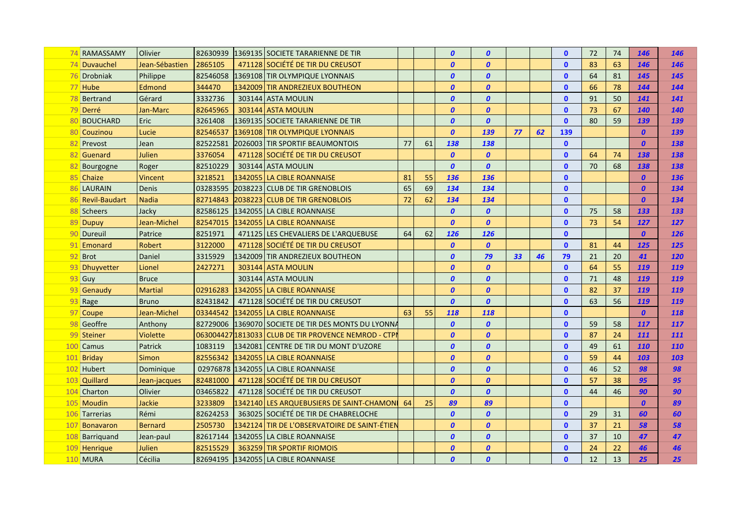| | | | | | | | | | | | | | | | | |
|---|---|---|---|---|---|---|---|---|---|---|---|---|---|---|---|---|
| 74 | RAMASSAMY | Olivier | 82630939 | 1369135 | SOCIETE TARARIENNE DE TIR | | | *0* | *0* | | | 0 | 72 | 74 | *146* | *146* |
| 74 | Duvauchel | Jean-Sébastien | 2865105 | 471128 | SOCIÉTÉ DE TIR DU CREUSOT | | | *0* | *0* | | | 0 | 83 | 63 | *146* | *146* |
| 76 | Drobniak | Philippe | 82546058 | 1369108 | TIR OLYMPIQUE LYONNAIS | | | *0* | *0* | | | 0 | 64 | 81 | *145* | *145* |
| 77 | Hube | Edmond | 344470 | 1342009 | TIR ANDREZIEUX BOUTHEON | | | *0* | *0* | | | 0 | 66 | 78 | *144* | *144* |
| 78 | Bertrand | Gérard | 3332736 | 303144 | ASTA MOULIN | | | *0* | *0* | | | 0 | 91 | 50 | *141* | *141* |
| 79 | Derré | Jan-Marc | 82645965 | 303144 | ASTA MOULIN | | | *0* | *0* | | | 0 | 73 | 67 | *140* | *140* |
| 80 | BOUCHARD | Eric | 3261408 | 1369135 | SOCIETE TARARIENNE DE TIR | | | *0* | *0* | | | 0 | 80 | 59 | *139* | *139* |
| 80 | Couzinou | Lucie | 82546537 | 1369108 | TIR OLYMPIQUE LYONNAIS | | | *0* | *139* | *77* | *62* | 139 | | | *0* | *139* |
| 82 | Prevost | Jean | 82522581 | 2026003 | TIR SPORTIF BEAUMONTOIS | 77 | 61 | *138* | *138* | | | 0 | | | *0* | *138* |
| 82 | Guenard | Julien | 3376054 | 471128 | SOCIÉTÉ DE TIR DU CREUSOT | | | *0* | *0* | | | 0 | 64 | 74 | *138* | *138* |
| 82 | Bourgogne | Roger | 82510229 | 303144 | ASTA MOULIN | | | *0* | *0* | | | 0 | 70 | 68 | *138* | *138* |
| 85 | Chaize | Vincent | 3218521 | 1342055 | LA CIBLE ROANNAISE | 81 | 55 | *136* | *136* | | | 0 | | | *0* | *136* |
| 86 | LAURAIN | Denis | 03283595 | 2038223 | CLUB DE TIR GRENOBLOIS | 65 | 69 | *134* | *134* | | | 0 | | | *0* | *134* |
| 86 | Revil-Baudart | Nadia | 82714843 | 2038223 | CLUB DE TIR GRENOBLOIS | 72 | 62 | *134* | *134* | | | 0 | | | *0* | *134* |
| 88 | Scheers | Jacky | 82586125 | 1342055 | LA CIBLE ROANNAISE | | | *0* | *0* | | | 0 | 75 | 58 | *133* | *133* |
| 89 | Dupuy | Jean-Michel | 82547015 | 1342055 | LA CIBLE ROANNAISE | | | *0* | *0* | | | 0 | 73 | 54 | *127* | *127* |
| 90 | Dureuil | Patrice | 8251971 | 471125 | LES CHEVALIERS DE L'ARQUEBUSE | 64 | 62 | *126* | *126* | | | 0 | | | *0* | *126* |
| 91 | Emonard | Robert | 3122000 | 471128 | SOCIÉTÉ DE TIR DU CREUSOT | | | *0* | *0* | | | 0 | 81 | 44 | *125* | *125* |
| 92 | Brot | Daniel | 3315929 | 1342009 | TIR ANDREZIEUX BOUTHEON | | | *0* | *79* | *33* | *46* | 79 | 21 | 20 | *41* | *120* |
| 93 | Dhuyvetter | Lionel | 2427271 | 303144 | ASTA MOULIN | | | *0* | *0* | | | 0 | 64 | 55 | *119* | *119* |
| 93 | Guy | Bruce | | 303144 | ASTA MOULIN | | | *0* | *0* | | | 0 | 71 | 48 | *119* | *119* |
| 93 | Genaudy | Martial | 02916283 | 1342055 | LA CIBLE ROANNAISE | | | *0* | *0* | | | 0 | 82 | 37 | *119* | *119* |
| 93 | Rage | Bruno | 82431842 | 471128 | SOCIÉTÉ DE TIR DU CREUSOT | | | *0* | *0* | | | 0 | 63 | 56 | *119* | *119* |
| 97 | Coupe | Jean-Michel | 03344542 | 1342055 | LA CIBLE ROANNAISE | 63 | 55 | *118* | *118* | | | 0 | | | *0* | *118* |
| 98 | Geoffre | Anthony | 82729006 | 1369070 | SOCIETE DE TIR DES MONTS DU LYONNA | | | *0* | *0* | | | 0 | 59 | 58 | *117* | *117* |
| 99 | Steiner | Violette | 063004427 | 1813033 | CLUB DE TIR PROVENCE NEMROD - CTPI | | | *0* | *0* | | | 0 | 87 | 24 | *111* | *111* |
| 100 | Camus | Patrick | 1083119 | 1342081 | CENTRE DE TIR DU MONT D'UZORE | | | *0* | *0* | | | 0 | 49 | 61 | *110* | *110* |
| 101 | Briday | Simon | 82556342 | 1342055 | LA CIBLE ROANNAISE | | | *0* | *0* | | | 0 | 59 | 44 | *103* | *103* |
| 102 | Hubert | Dominique | 02976878 | 1342055 | LA CIBLE ROANNAISE | | | *0* | *0* | | | 0 | 46 | 52 | *98* | *98* |
| 103 | Quillard | Jean-jacques | 82481000 | 471128 | SOCIÉTÉ DE TIR DU CREUSOT | | | *0* | *0* | | | 0 | 57 | 38 | *95* | *95* |
| 104 | Charton | Olivier | 03465822 | 471128 | SOCIÉTÉ DE TIR DU CREUSOT | | | *0* | *0* | | | 0 | 44 | 46 | *90* | *90* |
| 105 | Moudin | Jackie | 3233809 | 1342140 | LES ARQUEBUSIERS DE SAINT-CHAMONI | 64 | 25 | *89* | *89* | | | 0 | | | *0* | *89* |
| 106 | Tarrerias | Rémi | 82624253 | 363025 | SOCIÉTÉ DE TIR DE CHABRELOCHE | | | *0* | *0* | | | 0 | 29 | 31 | *60* | *60* |
| 107 | Bonavaron | Bernard | 2505730 | 1342124 | TIR DE L'OBSERVATOIRE DE SAINT-ÉTIEN | | | *0* | *0* | | | 0 | 37 | 21 | *58* | *58* |
| 108 | Barriquand | Jean-paul | 82617144 | 1342055 | LA CIBLE ROANNAISE | | | *0* | *0* | | | 0 | 37 | 10 | *47* | *47* |
| 109 | Henrique | Julien | 82515529 | 363259 | TIR SPORTIF RIOMOIS | | | *0* | *0* | | | 0 | 24 | 22 | *46* | *46* |
| 110 | MURA | Cécilia | 82694195 | 1342055 | LA CIBLE ROANNAISE | | | *0* | *0* | | | 0 | 12 | 13 | *25* | *25* |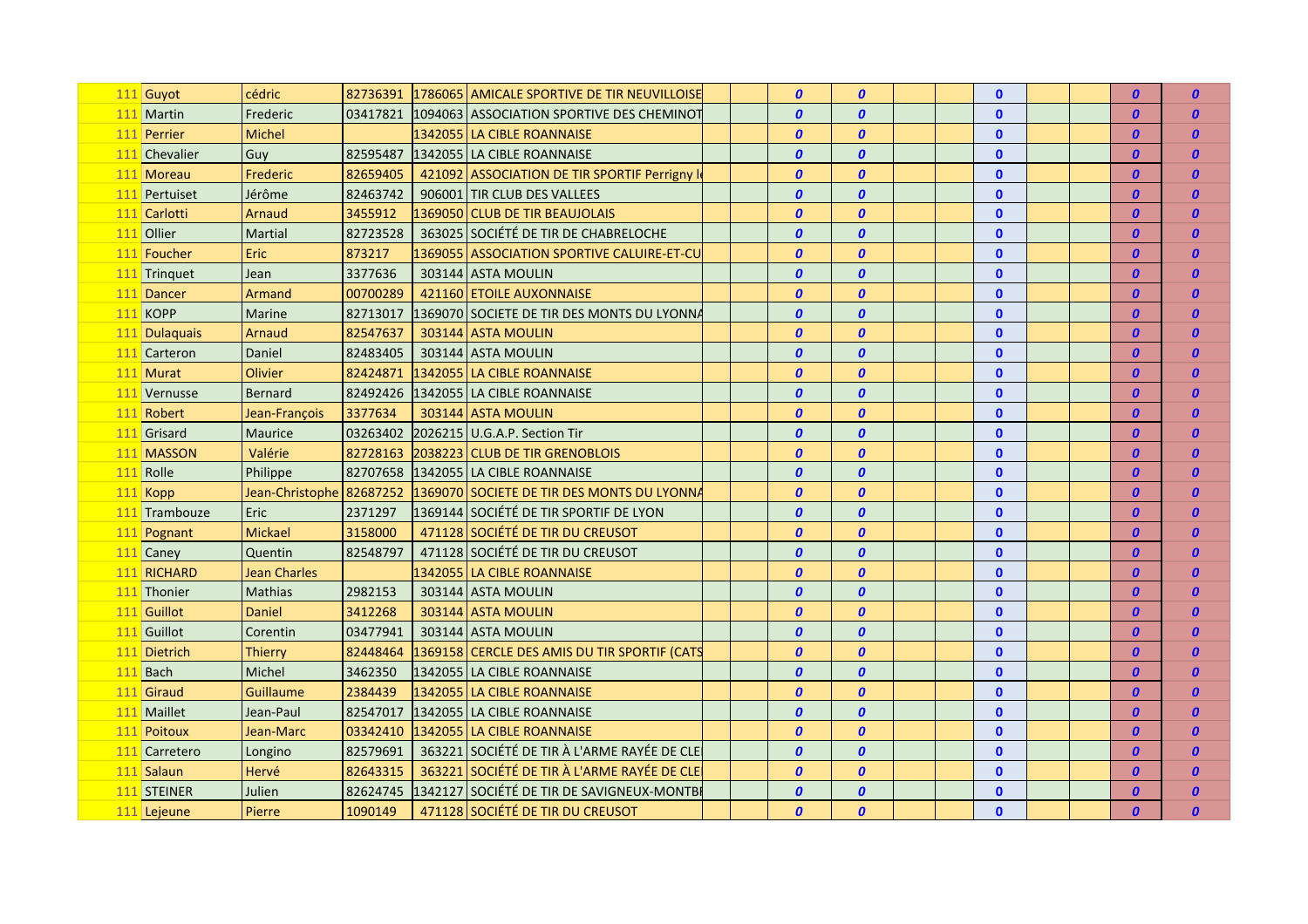| | | | | | | | | | | | | | | | | |
|---|---|---|---|---|---|---|---|---|---|---|---|---|---|---|---|---|
| 111 | Guyot | cédric | 82736391 | 1786065 | AMICALE SPORTIVE DE TIR NEUVILLOISE | | | *0* | *0* | | | 0 | | | *0* | *0* |
| 111 | Martin | Frederic | 03417821 | 1094063 | ASSOCIATION SPORTIVE DES CHEMINOT | | | *0* | *0* | | | 0 | | | *0* | *0* |
| 111 | Perrier | Michel | | 1342055 | LA CIBLE ROANNAISE | | | *0* | *0* | | | 0 | | | *0* | *0* |
| 111 | Chevalier | Guy | 82595487 | 1342055 | LA CIBLE ROANNAISE | | | *0* | *0* | | | 0 | | | *0* | *0* |
| 111 | Moreau | Frederic | 82659405 | 421092 | ASSOCIATION DE TIR SPORTIF Perrigny l | | | *0* | *0* | | | 0 | | | *0* | *0* |
| 111 | Pertuiset | Jérôme | 82463742 | 906001 | TIR CLUB DES VALLEES | | | *0* | *0* | | | 0 | | | *0* | *0* |
| 111 | Carlotti | Arnaud | 3455912 | 1369050 | CLUB DE TIR BEAUJOLAIS | | | *0* | *0* | | | 0 | | | *0* | *0* |
| 111 | Ollier | Martial | 82723528 | 363025 | SOCIÉTÉ DE TIR DE CHABRELOCHE | | | *0* | *0* | | | 0 | | | *0* | *0* |
| 111 | Foucher | Eric | 873217 | 1369055 | ASSOCIATION SPORTIVE CALUIRE-ET-CU | | | *0* | *0* | | | 0 | | | *0* | *0* |
| 111 | Trinquet | Jean | 3377636 | 303144 | ASTA MOULIN | | | *0* | *0* | | | 0 | | | *0* | *0* |
| 111 | Dancer | Armand | 00700289 | 421160 | ETOILE AUXONNAISE | | | *0* | *0* | | | 0 | | | *0* | *0* |
| 111 | KOPP | Marine | 82713017 | 1369070 | SOCIETE DE TIR DES MONTS DU LYONNA | | | *0* | *0* | | | 0 | | | *0* | *0* |
| 111 | Dulaquais | Arnaud | 82547637 | 303144 | ASTA MOULIN | | | *0* | *0* | | | 0 | | | *0* | *0* |
| 111 | Carteron | Daniel | 82483405 | 303144 | ASTA MOULIN | | | *0* | *0* | | | 0 | | | *0* | *0* |
| 111 | Murat | Olivier | 82424871 | 1342055 | LA CIBLE ROANNAISE | | | *0* | *0* | | | 0 | | | *0* | *0* |
| 111 | Vernusse | Bernard | 82492426 | 1342055 | LA CIBLE ROANNAISE | | | *0* | *0* | | | 0 | | | *0* | *0* |
| 111 | Robert | Jean-François | 3377634 | 303144 | ASTA MOULIN | | | *0* | *0* | | | 0 | | | *0* | *0* |
| 111 | Grisard | Maurice | 03263402 | 2026215 | U.G.A.P. Section Tir | | | *0* | *0* | | | 0 | | | *0* | *0* |
| 111 | MASSON | Valérie | 82728163 | 2038223 | CLUB DE TIR GRENOBLOIS | | | *0* | *0* | | | 0 | | | *0* | *0* |
| 111 | Rolle | Philippe | 82707658 | 1342055 | LA CIBLE ROANNAISE | | | *0* | *0* | | | 0 | | | *0* | *0* |
| 111 | Kopp | Jean-Christophe | 82687252 | 1369070 | SOCIETE DE TIR DES MONTS DU LYONNA | | | *0* | *0* | | | 0 | | | *0* | *0* |
| 111 | Trambouze | Eric | 2371297 | 1369144 | SOCIÉTÉ DE TIR SPORTIF DE LYON | | | *0* | *0* | | | 0 | | | *0* | *0* |
| 111 | Pognant | Mickael | 3158000 | 471128 | SOCIÉTÉ DE TIR DU CREUSOT | | | *0* | *0* | | | 0 | | | *0* | *0* |
| 111 | Caney | Quentin | 82548797 | 471128 | SOCIÉTÉ DE TIR DU CREUSOT | | | *0* | *0* | | | 0 | | | *0* | *0* |
| 111 | RICHARD | Jean Charles | | 1342055 | LA CIBLE ROANNAISE | | | *0* | *0* | | | 0 | | | *0* | *0* |
| 111 | Thonier | Mathias | 2982153 | 303144 | ASTA MOULIN | | | *0* | *0* | | | 0 | | | *0* | *0* |
| 111 | Guillot | Daniel | 3412268 | 303144 | ASTA MOULIN | | | *0* | *0* | | | 0 | | | *0* | *0* |
| 111 | Guillot | Corentin | 03477941 | 303144 | ASTA MOULIN | | | *0* | *0* | | | 0 | | | *0* | *0* |
| 111 | Dietrich | Thierry | 82448464 | 1369158 | CERCLE DES AMIS DU TIR SPORTIF (CATS | | | *0* | *0* | | | 0 | | | *0* | *0* |
| 111 | Bach | Michel | 3462350 | 1342055 | LA CIBLE ROANNAISE | | | *0* | *0* | | | 0 | | | *0* | *0* |
| 111 | Giraud | Guillaume | 2384439 | 1342055 | LA CIBLE ROANNAISE | | | *0* | *0* | | | 0 | | | *0* | *0* |
| 111 | Maillet | Jean-Paul | 82547017 | 1342055 | LA CIBLE ROANNAISE | | | *0* | *0* | | | 0 | | | *0* | *0* |
| 111 | Poitoux | Jean-Marc | 03342410 | 1342055 | LA CIBLE ROANNAISE | | | *0* | *0* | | | 0 | | | *0* | *0* |
| 111 | Carretero | Longino | 82579691 | 363221 | SOCIÉTÉ DE TIR À L'ARME RAYÉE DE CLE | | | *0* | *0* | | | 0 | | | *0* | *0* |
| 111 | Salaun | Hervé | 82643315 | 363221 | SOCIÉTÉ DE TIR À L'ARME RAYÉE DE CLE | | | *0* | *0* | | | 0 | | | *0* | *0* |
| 111 | STEINER | Julien | 82624745 | 1342127 | SOCIÉTÉ DE TIR DE SAVIGNEUX-MONTBI | | | *0* | *0* | | | 0 | | | *0* | *0* |
| 111 | Lejeune | Pierre | 1090149 | 471128 | SOCIÉTÉ DE TIR DU CREUSOT | | | *0* | *0* | | | 0 | | | *0* | *0* |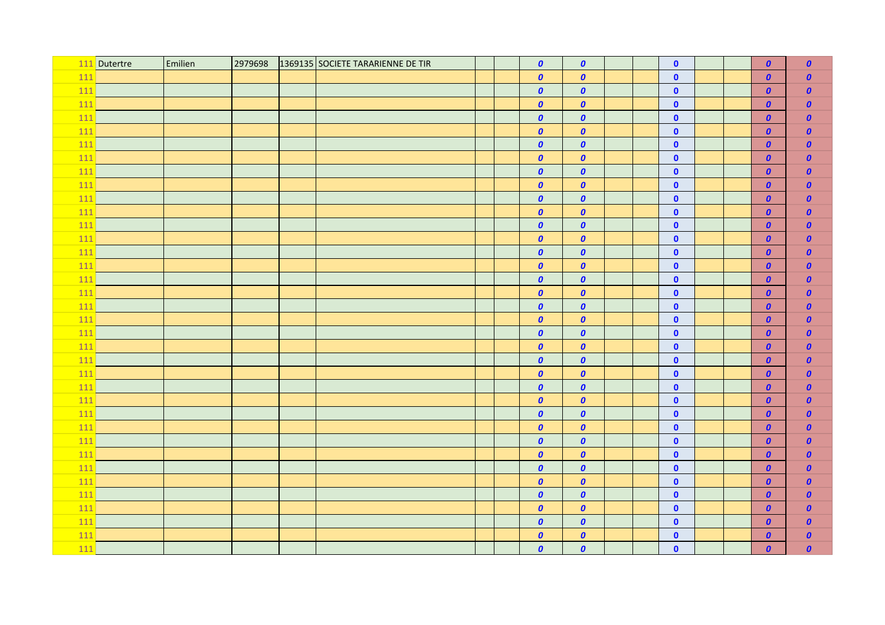| | | | | | | | | | | | | | | | | |
|---|---|---|---|---|---|---|---|---|---|---|---|---|---|---|---|---|
| 111 | Dutertre | Emilien | 2979698 | 1369135 | SOCIETE TARARIENNE DE TIR | | | *0* | *0* | | | 0 | | | *0* | *0* |
| 111 | | | | | | | | *0* | *0* | | | 0 | | | *0* | *0* |
| 111 | | | | | | | | *0* | *0* | | | 0 | | | *0* | *0* |
| 111 | | | | | | | | *0* | *0* | | | 0 | | | *0* | *0* |
| 111 | | | | | | | | *0* | *0* | | | 0 | | | *0* | *0* |
| 111 | | | | | | | | *0* | *0* | | | 0 | | | *0* | *0* |
| 111 | | | | | | | | *0* | *0* | | | 0 | | | *0* | *0* |
| 111 | | | | | | | | *0* | *0* | | | 0 | | | *0* | *0* |
| 111 | | | | | | | | *0* | *0* | | | 0 | | | *0* | *0* |
| 111 | | | | | | | | *0* | *0* | | | 0 | | | *0* | *0* |
| 111 | | | | | | | | *0* | *0* | | | 0 | | | *0* | *0* |
| 111 | | | | | | | | *0* | *0* | | | 0 | | | *0* | *0* |
| 111 | | | | | | | | *0* | *0* | | | 0 | | | *0* | *0* |
| 111 | | | | | | | | *0* | *0* | | | 0 | | | *0* | *0* |
| 111 | | | | | | | | *0* | *0* | | | 0 | | | *0* | *0* |
| 111 | | | | | | | | *0* | *0* | | | 0 | | | *0* | *0* |
| 111 | | | | | | | | *0* | *0* | | | 0 | | | *0* | *0* |
| 111 | | | | | | | | *0* | *0* | | | 0 | | | *0* | *0* |
| 111 | | | | | | | | *0* | *0* | | | 0 | | | *0* | *0* |
| 111 | | | | | | | | *0* | *0* | | | 0 | | | *0* | *0* |
| 111 | | | | | | | | *0* | *0* | | | 0 | | | *0* | *0* |
| 111 | | | | | | | | *0* | *0* | | | 0 | | | *0* | *0* |
| 111 | | | | | | | | *0* | *0* | | | 0 | | | *0* | *0* |
| 111 | | | | | | | | *0* | *0* | | | 0 | | | *0* | *0* |
| 111 | | | | | | | | *0* | *0* | | | 0 | | | *0* | *0* |
| 111 | | | | | | | | *0* | *0* | | | 0 | | | *0* | *0* |
| 111 | | | | | | | | *0* | *0* | | | 0 | | | *0* | *0* |
| 111 | | | | | | | | *0* | *0* | | | 0 | | | *0* | *0* |
| 111 | | | | | | | | *0* | *0* | | | 0 | | | *0* | *0* |
| 111 | | | | | | | | *0* | *0* | | | 0 | | | *0* | *0* |
| 111 | | | | | | | | *0* | *0* | | | 0 | | | *0* | *0* |
| 111 | | | | | | | | *0* | *0* | | | 0 | | | *0* | *0* |
| 111 | | | | | | | | *0* | *0* | | | 0 | | | *0* | *0* |
| 111 | | | | | | | | *0* | *0* | | | 0 | | | *0* | *0* |
| 111 | | | | | | | | *0* | *0* | | | 0 | | | *0* | *0* |
| 111 | | | | | | | | *0* | *0* | | | 0 | | | *0* | *0* |
| 111 | | | | | | | | *0* | *0* | | | 0 | | | *0* | *0* |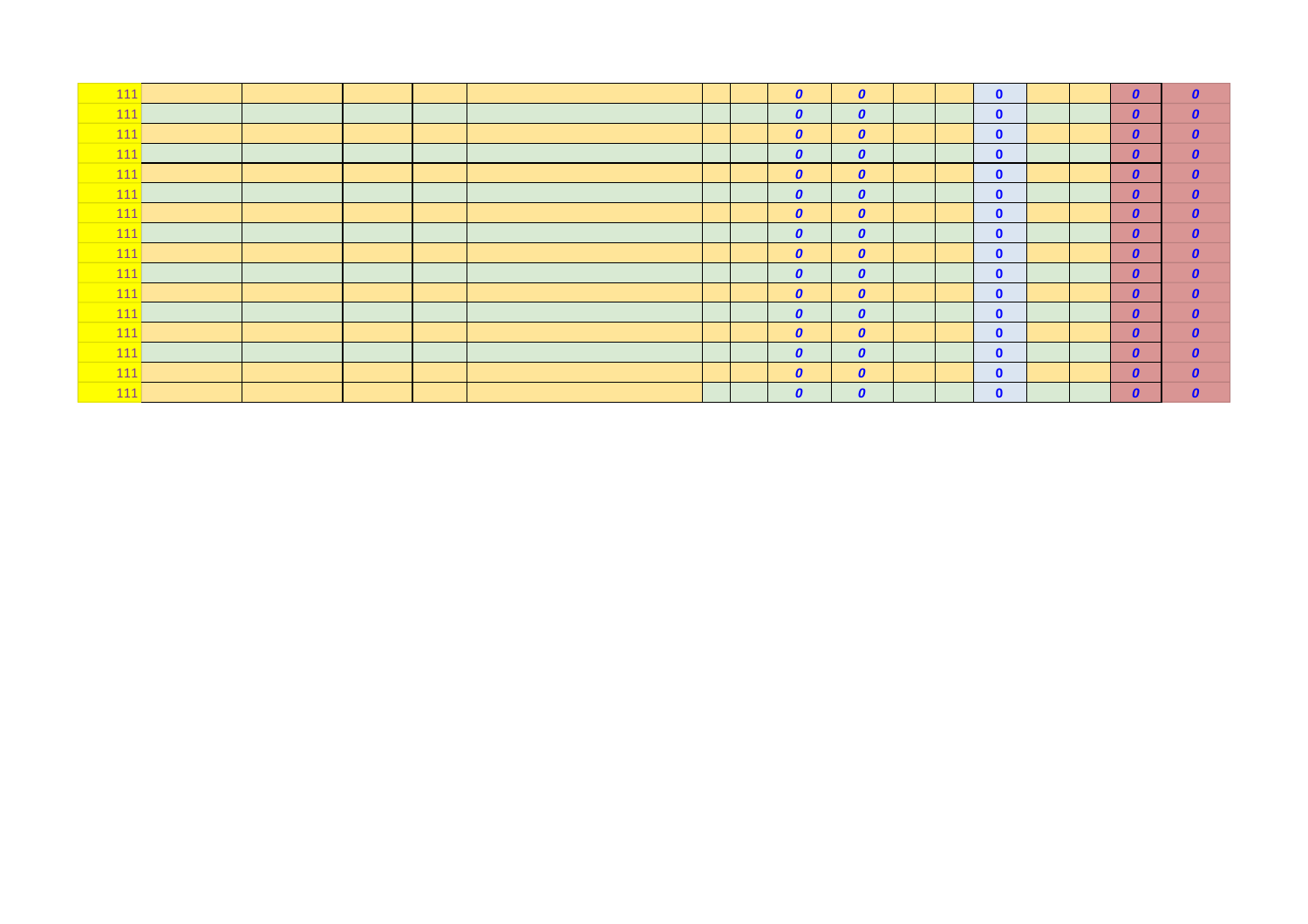| | | | | | | | | | | | | | | | | |
|---|---|---|---|---|---|---|---|---|---|---|---|---|---|---|---|---|
| 111 | | | | | | | | *0* | *0* | | | 0 | | | *0* | *0* |
| 111 | | | | | | | | *0* | *0* | | | 0 | | | *0* | *0* |
| 111 | | | | | | | | *0* | *0* | | | 0 | | | *0* | *0* |
| 111 | | | | | | | | *0* | *0* | | | 0 | | | *0* | *0* |
| 111 | | | | | | | | *0* | *0* | | | 0 | | | *0* | *0* |
| 111 | | | | | | | | *0* | *0* | | | 0 | | | *0* | *0* |
| 111 | | | | | | | | *0* | *0* | | | 0 | | | *0* | *0* |
| 111 | | | | | | | | *0* | *0* | | | 0 | | | *0* | *0* |
| 111 | | | | | | | | *0* | *0* | | | 0 | | | *0* | *0* |
| 111 | | | | | | | | *0* | *0* | | | 0 | | | *0* | *0* |
| 111 | | | | | | | | *0* | *0* | | | 0 | | | *0* | *0* |
| 111 | | | | | | | | *0* | *0* | | | 0 | | | *0* | *0* |
| 111 | | | | | | | | *0* | *0* | | | 0 | | | *0* | *0* |
| 111 | | | | | | | | *0* | *0* | | | 0 | | | *0* | *0* |
| 111 | | | | | | | | *0* | *0* | | | 0 | | | *0* | *0* |
| 111 | | | | | | | | *0* | *0* | | | 0 | | | *0* | *0* |